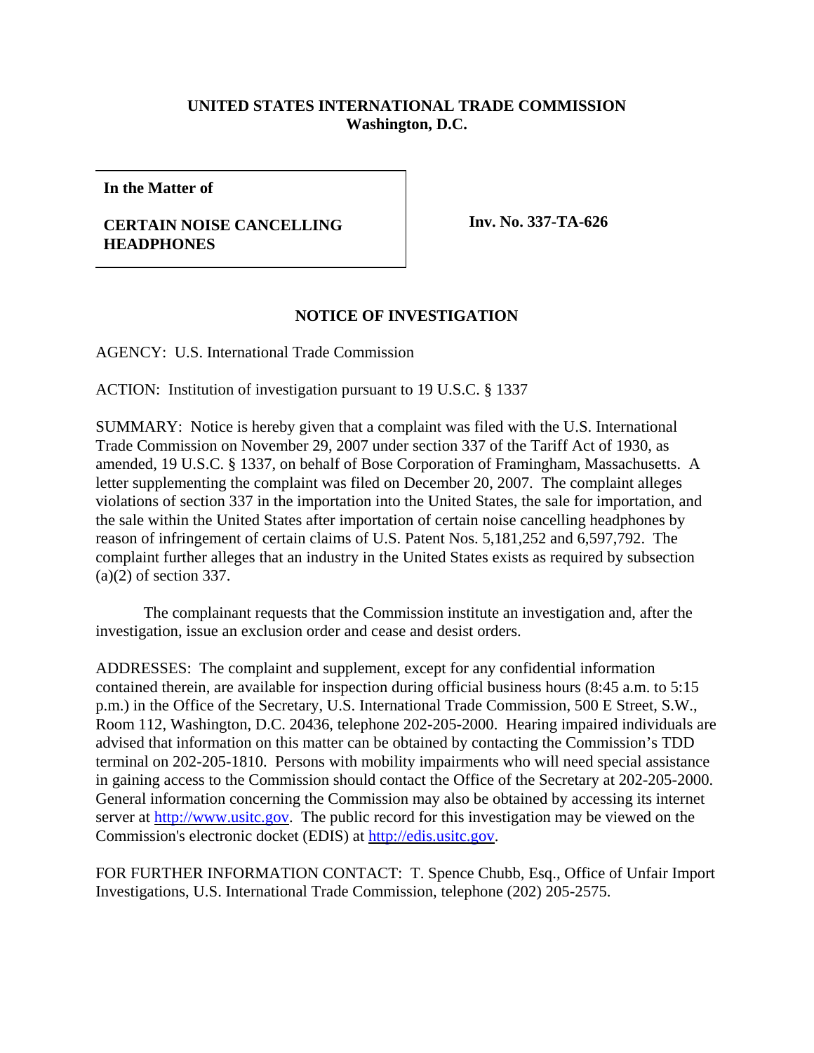**UNITED STATES INTERNATIONAL TRADE COMMISSION**
**Washington, D.C.**

| **In the Matter of**<br><br>**CERTAIN NOISE CANCELLING HEADPHONES** | **Inv. No. 337-TA-626** |
|---|---|

## NOTICE OF INVESTIGATION

AGENCY: U.S. International Trade Commission

ACTION: Institution of investigation pursuant to 19 U.S.C. § 1337

SUMMARY: Notice is hereby given that a complaint was filed with the U.S. International Trade Commission on November 29, 2007 under section 337 of the Tariff Act of 1930, as amended, 19 U.S.C. § 1337, on behalf of Bose Corporation of Framingham, Massachusetts. A letter supplementing the complaint was filed on December 20, 2007. The complaint alleges violations of section 337 in the importation into the United States, the sale for importation, and the sale within the United States after importation of certain noise cancelling headphones by reason of infringement of certain claims of U.S. Patent Nos. 5,181,252 and 6,597,792. The complaint further alleges that an industry in the United States exists as required by subsection (a)(2) of section 337.

The complainant requests that the Commission institute an investigation and, after the investigation, issue an exclusion order and cease and desist orders.

ADDRESSES: The complaint and supplement, except for any confidential information contained therein, are available for inspection during official business hours (8:45 a.m. to 5:15 p.m.) in the Office of the Secretary, U.S. International Trade Commission, 500 E Street, S.W., Room 112, Washington, D.C. 20436, telephone 202-205-2000. Hearing impaired individuals are advised that information on this matter can be obtained by contacting the Commission's TDD terminal on 202-205-1810. Persons with mobility impairments who will need special assistance in gaining access to the Commission should contact the Office of the Secretary at 202-205-2000. General information concerning the Commission may also be obtained by accessing its internet server at http://www.usitc.gov. The public record for this investigation may be viewed on the Commission's electronic docket (EDIS) at http://edis.usitc.gov.

FOR FURTHER INFORMATION CONTACT: T. Spence Chubb, Esq., Office of Unfair Import Investigations, U.S. International Trade Commission, telephone (202) 205-2575.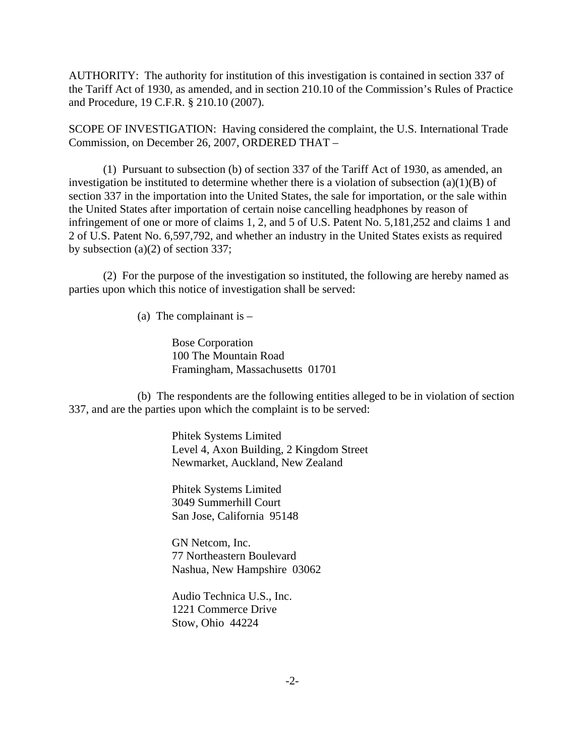AUTHORITY: The authority for institution of this investigation is contained in section 337 of the Tariff Act of 1930, as amended, and in section 210.10 of the Commission's Rules of Practice and Procedure, 19 C.F.R. § 210.10 (2007).

SCOPE OF INVESTIGATION: Having considered the complaint, the U.S. International Trade Commission, on December 26, 2007, ORDERED THAT –

(1) Pursuant to subsection (b) of section 337 of the Tariff Act of 1930, as amended, an investigation be instituted to determine whether there is a violation of subsection (a)(1)(B) of section 337 in the importation into the United States, the sale for importation, or the sale within the United States after importation of certain noise cancelling headphones by reason of infringement of one or more of claims 1, 2, and 5 of U.S. Patent No. 5,181,252 and claims 1 and 2 of U.S. Patent No. 6,597,792, and whether an industry in the United States exists as required by subsection (a)(2) of section 337;

(2) For the purpose of the investigation so instituted, the following are hereby named as parties upon which this notice of investigation shall be served:

(a) The complainant is –

Bose Corporation
100 The Mountain Road
Framingham, Massachusetts 01701

(b) The respondents are the following entities alleged to be in violation of section 337, and are the parties upon which the complaint is to be served:

Phitek Systems Limited
Level 4, Axon Building, 2 Kingdom Street
Newmarket, Auckland, New Zealand

Phitek Systems Limited
3049 Summerhill Court
San Jose, California 95148

GN Netcom, Inc.
77 Northeastern Boulevard
Nashua, New Hampshire 03062

Audio Technica U.S., Inc.
1221 Commerce Drive
Stow, Ohio 44224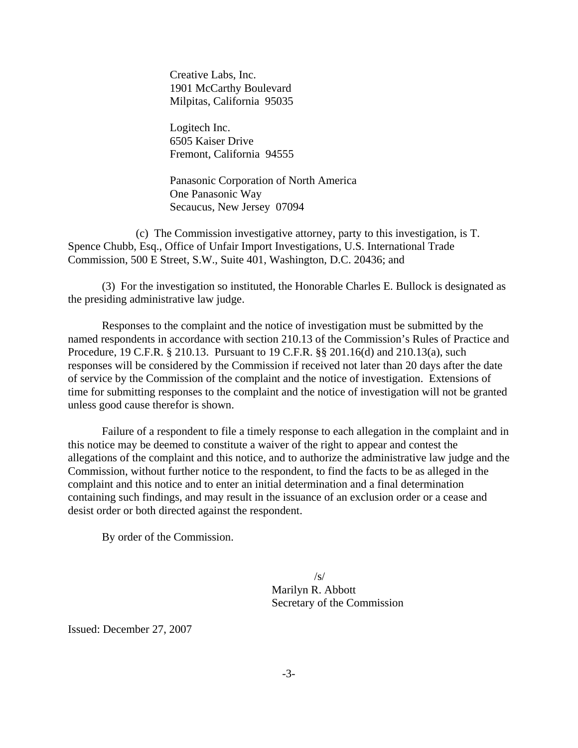Creative Labs, Inc.
1901 McCarthy Boulevard
Milpitas, California 95035

Logitech Inc.
6505 Kaiser Drive
Fremont, California 94555

Panasonic Corporation of North America
One Panasonic Way
Secaucus, New Jersey 07094

(c) The Commission investigative attorney, party to this investigation, is T. Spence Chubb, Esq., Office of Unfair Import Investigations, U.S. International Trade Commission, 500 E Street, S.W., Suite 401, Washington, D.C. 20436; and

(3) For the investigation so instituted, the Honorable Charles E. Bullock is designated as the presiding administrative law judge.

Responses to the complaint and the notice of investigation must be submitted by the named respondents in accordance with section 210.13 of the Commission's Rules of Practice and Procedure, 19 C.F.R. § 210.13. Pursuant to 19 C.F.R. §§ 201.16(d) and 210.13(a), such responses will be considered by the Commission if received not later than 20 days after the date of service by the Commission of the complaint and the notice of investigation. Extensions of time for submitting responses to the complaint and the notice of investigation will not be granted unless good cause therefor is shown.

Failure of a respondent to file a timely response to each allegation in the complaint and in this notice may be deemed to constitute a waiver of the right to appear and contest the allegations of the complaint and this notice, and to authorize the administrative law judge and the Commission, without further notice to the respondent, to find the facts to be as alleged in the complaint and this notice and to enter an initial determination and a final determination containing such findings, and may result in the issuance of an exclusion order or a cease and desist order or both directed against the respondent.

By order of the Commission.

/s/
Marilyn R. Abbott
Secretary of the Commission

Issued: December 27, 2007